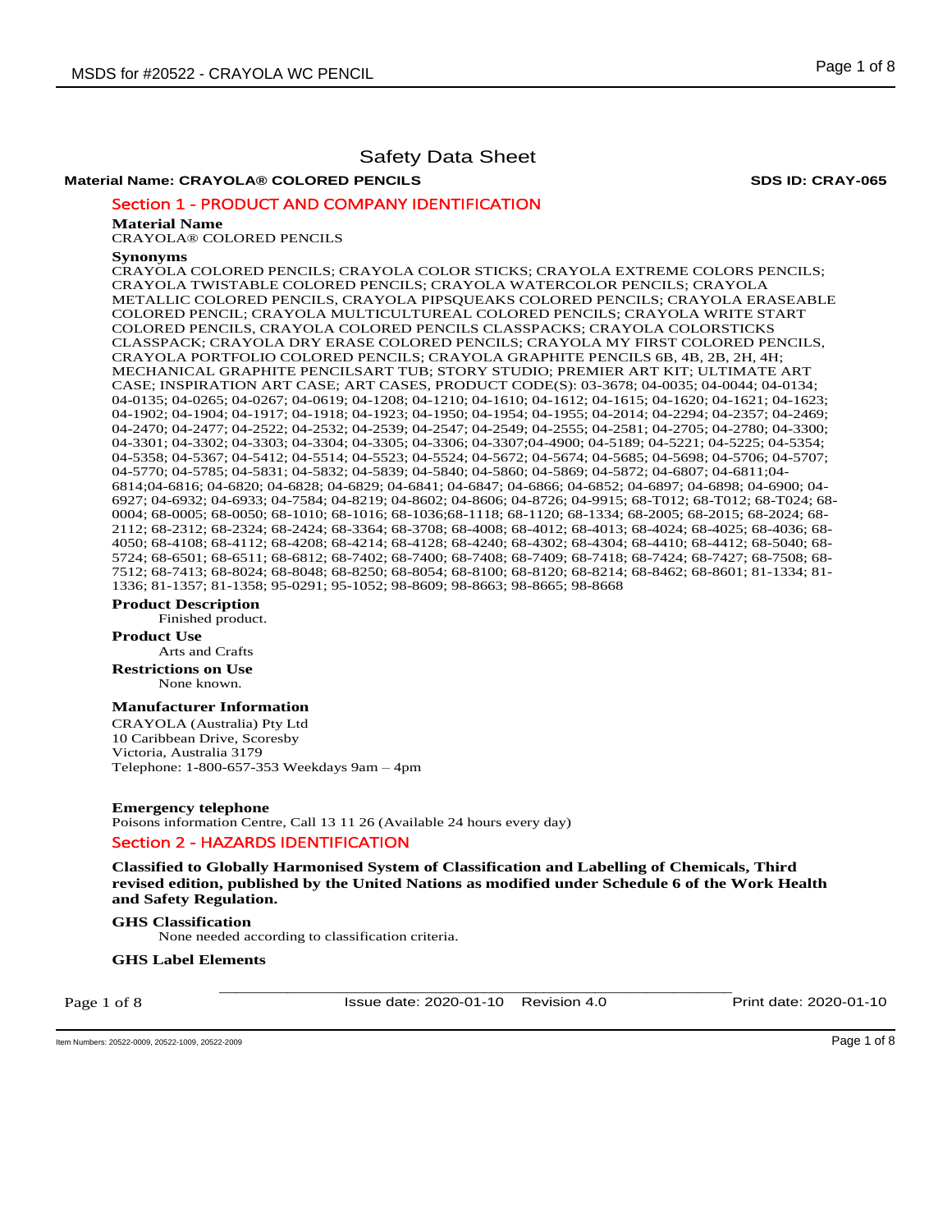# Safety Data Sheet

**Material Name: CRAYOLA® COLORED PENCILS** **SDS ID: CRAY-065**

## Section 1 - PRODUCT AND COMPANY IDENTIFICATION

**Material Name**

CRAYOLA® COLORED PENCILS

**Synonyms**

CRAYOLA COLORED PENCILS; CRAYOLA COLOR STICKS; CRAYOLA EXTREME COLORS PENCILS; CRAYOLA TWISTABLE COLORED PENCILS; CRAYOLA WATERCOLOR PENCILS; CRAYOLA METALLIC COLORED PENCILS, CRAYOLA PIPSQUEAKS COLORED PENCILS; CRAYOLA ERASEABLE COLORED PENCIL; CRAYOLA MULTICULTUREAL COLORED PENCILS; CRAYOLA WRITE START COLORED PENCILS, CRAYOLA COLORED PENCILS CLASSPACKS; CRAYOLA COLORSTICKS CLASSPACK; CRAYOLA DRY ERASE COLORED PENCILS; CRAYOLA MY FIRST COLORED PENCILS, CRAYOLA PORTFOLIO COLORED PENCILS; CRAYOLA GRAPHITE PENCILS 6B, 4B, 2B, 2H, 4H; MECHANICAL GRAPHITE PENCILSART TUB; STORY STUDIO; PREMIER ART KIT; ULTIMATE ART CASE; INSPIRATION ART CASE; ART CASES, PRODUCT CODE(S): 03-3678; 04-0035; 04-0044; 04-0134; 04-0135; 04-0265; 04-0267; 04-0619; 04-1208; 04-1210; 04-1610; 04-1612; 04-1615; 04-1620; 04-1621; 04-1623; 04-1902; 04-1904; 04-1917; 04-1918; 04-1923; 04-1950; 04-1954; 04-1955; 04-2014; 04-2294; 04-2357; 04-2469; 04-2470; 04-2477; 04-2522; 04-2532; 04-2539; 04-2547; 04-2549; 04-2555; 04-2581; 04-2705; 04-2780; 04-3300; 04-3301; 04-3302; 04-3303; 04-3304; 04-3305; 04-3306; 04-3307;04-4900; 04-5189; 04-5221; 04-5225; 04-5354; 04-5358; 04-5367; 04-5412; 04-5514; 04-5523; 04-5524; 04-5672; 04-5674; 04-5685; 04-5698; 04-5706; 04-5707; 04-5770; 04-5785; 04-5831; 04-5832; 04-5839; 04-5840; 04-5860; 04-5869; 04-5872; 04-6807; 04-6811;04-6814;04-6816; 04-6820; 04-6828; 04-6829; 04-6841; 04-6847; 04-6866; 04-6852; 04-6897; 04-6898; 04-6900; 04-6927; 04-6932; 04-6933; 04-7584; 04-8219; 04-8602; 04-8606; 04-8726; 04-9915; 68-T012; 68-T012; 68-T024; 68-0004; 68-0005; 68-0050; 68-1010; 68-1016; 68-1036;68-1118; 68-1120; 68-1334; 68-2005; 68-2015; 68-2024; 68-2112; 68-2312; 68-2324; 68-2424; 68-3364; 68-3708; 68-4008; 68-4012; 68-4013; 68-4024; 68-4025; 68-4036; 68-4050; 68-4108; 68-4112; 68-4208; 68-4214; 68-4128; 68-4240; 68-4302; 68-4304; 68-4410; 68-4412; 68-5040; 68-5724; 68-6501; 68-6511; 68-6812; 68-7402; 68-7400; 68-7408; 68-7409; 68-7418; 68-7424; 68-7427; 68-7508; 68-7512; 68-7413; 68-8024; 68-8048; 68-8250; 68-8054; 68-8100; 68-8120; 68-8214; 68-8462; 68-8601; 81-1334; 81-1336; 81-1357; 81-1358; 95-0291; 95-1052; 98-8609; 98-8663; 98-8665; 98-8668

**Product Description**

Finished product.

**Product Use**

Arts and Crafts

**Restrictions on Use**

None known.

**Manufacturer Information**

CRAYOLA (Australia) Pty Ltd
10 Caribbean Drive, Scoresby
Victoria, Australia 3179
Telephone: 1-800-657-353 Weekdays 9am – 4pm

**Emergency telephone**

Poisons information Centre, Call 13 11 26 (Available 24 hours every day)

## Section 2 - HAZARDS IDENTIFICATION

**Classified to Globally Harmonised System of Classification and Labelling of Chemicals, Third revised edition, published by the United Nations as modified under Schedule 6 of the Work Health and Safety Regulation.**

**GHS Classification**

None needed according to classification criteria.

**GHS Label Elements**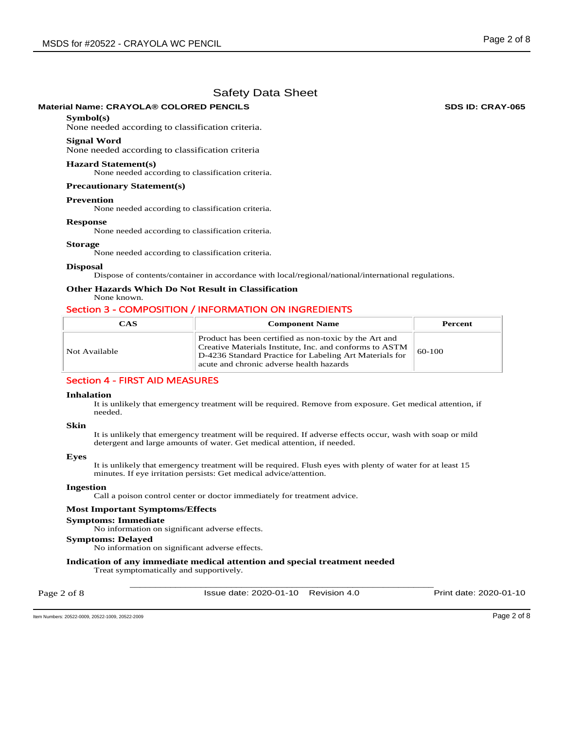# Safety Data Sheet

**Material Name: CRAYOLA® COLORED PENCILS** **SDS ID: CRAY-065**

**Symbol(s)**
None needed according to classification criteria.

**Signal Word**
None needed according to classification criteria

**Hazard Statement(s)**
None needed according to classification criteria.

**Precautionary Statement(s)**

**Prevention**
None needed according to classification criteria.

**Response**
None needed according to classification criteria.

**Storage**
None needed according to classification criteria.

**Disposal**
Dispose of contents/container in accordance with local/regional/national/international regulations.

**Other Hazards Which Do Not Result in Classification**
None known.

## Section 3 - COMPOSITION / INFORMATION ON INGREDIENTS

| CAS | Component Name | Percent |
|---|---|---|
| Not Available | Product has been certified as non-toxic by the Art and Creative Materials Institute, Inc. and conforms to ASTM D-4236 Standard Practice for Labeling Art Materials for acute and chronic adverse health hazards | 60-100 |

## Section 4 - FIRST AID MEASURES

**Inhalation**
It is unlikely that emergency treatment will be required. Remove from exposure. Get medical attention, if needed.

**Skin**
It is unlikely that emergency treatment will be required. If adverse effects occur, wash with soap or mild detergent and large amounts of water. Get medical attention, if needed.

**Eyes**
It is unlikely that emergency treatment will be required. Flush eyes with plenty of water for at least 15 minutes. If eye irritation persists: Get medical advice/attention.

**Ingestion**
Call a poison control center or doctor immediately for treatment advice.

**Most Important Symptoms/Effects**

**Symptoms: Immediate**
No information on significant adverse effects.

**Symptoms: Delayed**
No information on significant adverse effects.

**Indication of any immediate medical attention and special treatment needed**
Treat symptomatically and supportively.

Issue date: 2020-01-10 Revision 4.0 Print date: 2020-01-10

Item Numbers: 20522-0009, 20522-1009, 20522-2009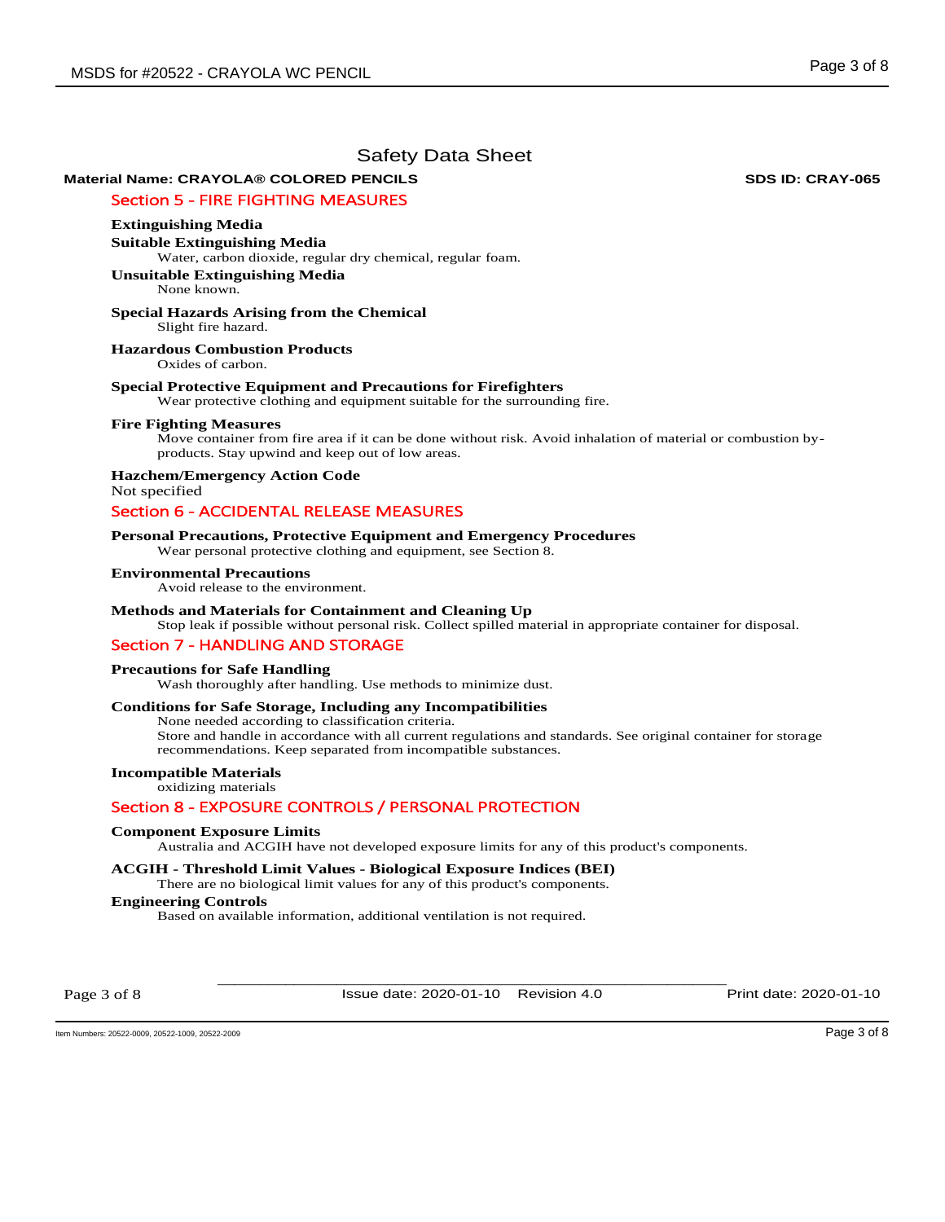# Safety Data Sheet

**Material Name: CRAYOLA® COLORED PENCILS** **SDS ID: CRAY-065**

## Section 5 - FIRE FIGHTING MEASURES

### Extinguishing Media

**Suitable Extinguishing Media**

Water, carbon dioxide, regular dry chemical, regular foam.

**Unsuitable Extinguishing Media**

None known.

### Special Hazards Arising from the Chemical

Slight fire hazard.

### Hazardous Combustion Products

Oxides of carbon.

### Special Protective Equipment and Precautions for Firefighters

Wear protective clothing and equipment suitable for the surrounding fire.

### Fire Fighting Measures

Move container from fire area if it can be done without risk. Avoid inhalation of material or combustion by-products. Stay upwind and keep out of low areas.

### Hazchem/Emergency Action Code

Not specified

## Section 6 - ACCIDENTAL RELEASE MEASURES

### Personal Precautions, Protective Equipment and Emergency Procedures

Wear personal protective clothing and equipment, see Section 8.

### Environmental Precautions

Avoid release to the environment.

### Methods and Materials for Containment and Cleaning Up

Stop leak if possible without personal risk. Collect spilled material in appropriate container for disposal.

## Section 7 - HANDLING AND STORAGE

### Precautions for Safe Handling

Wash thoroughly after handling. Use methods to minimize dust.

### Conditions for Safe Storage, Including any Incompatibilities

None needed according to classification criteria.

Store and handle in accordance with all current regulations and standards. See original container for storage recommendations. Keep separated from incompatible substances.

### Incompatible Materials

oxidizing materials

## Section 8 - EXPOSURE CONTROLS / PERSONAL PROTECTION

### Component Exposure Limits

Australia and ACGIH have not developed exposure limits for any of this product's components.

### ACGIH - Threshold Limit Values - Biological Exposure Indices (BEI)

There are no biological limit values for any of this product's components.

### Engineering Controls

Based on available information, additional ventilation is not required.

Issue date: 2020-01-10 Revision 4.0 Print date: 2020-01-10

Item Numbers: 20522-0009, 20522-1009, 20522-2009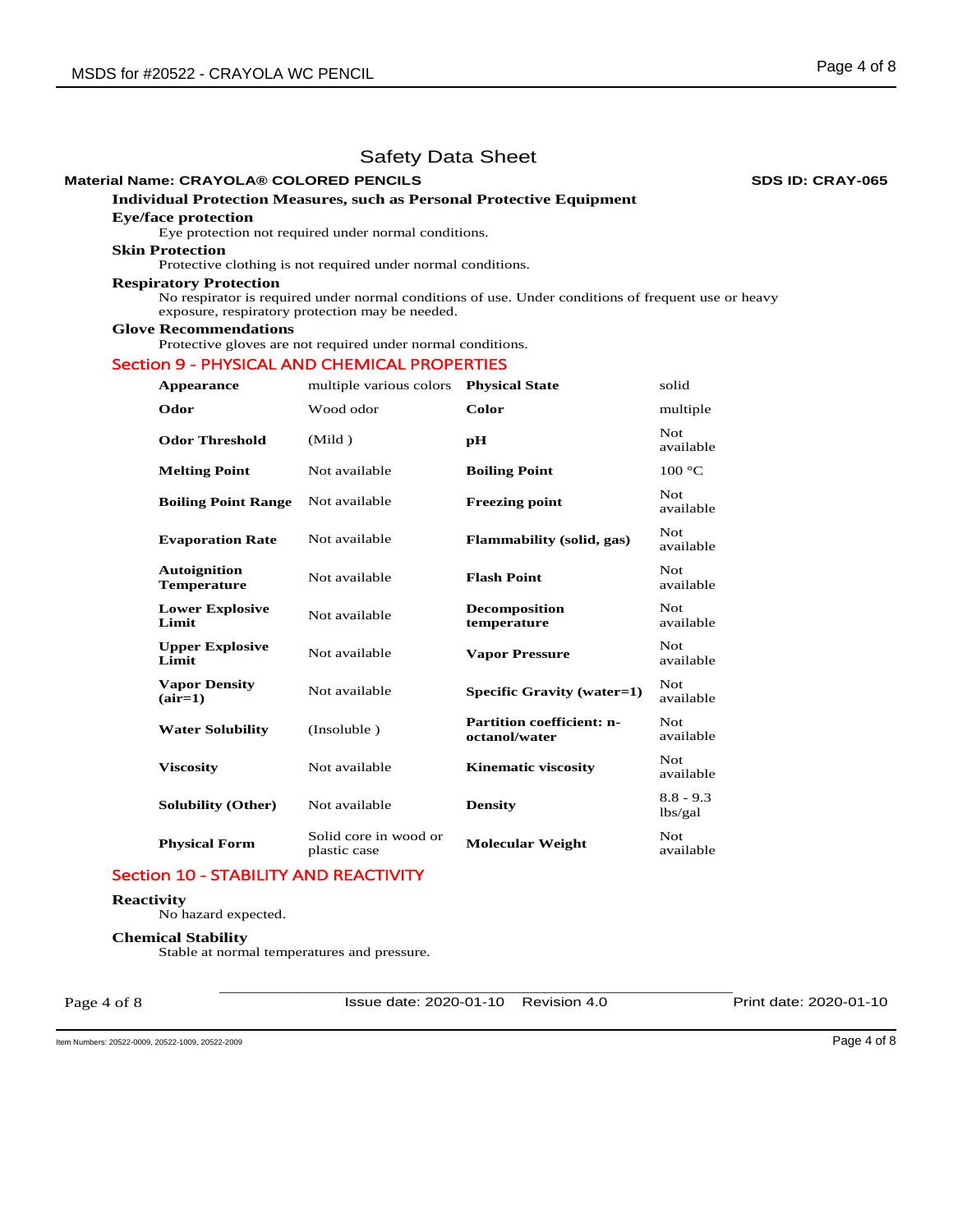# Safety Data Sheet

**Material Name: CRAYOLA® COLORED PENCILS** **SDS ID: CRAY-065**

### Individual Protection Measures, such as Personal Protective Equipment

**Eye/face protection**

Eye protection not required under normal conditions.

**Skin Protection**

Protective clothing is not required under normal conditions.

**Respiratory Protection**

No respirator is required under normal conditions of use. Under conditions of frequent use or heavy exposure, respiratory protection may be needed.

**Glove Recommendations**

Protective gloves are not required under normal conditions.

## Section 9 - PHYSICAL AND CHEMICAL PROPERTIES

| | | | |
|---|---|---|---|
| **Appearance** | multiple various colors | **Physical State** | solid |
| **Odor** | Wood odor | **Color** | multiple |
| **Odor Threshold** | (Mild ) | **pH** | Not available |
| **Melting Point** | Not available | **Boiling Point** | 100 °C |
| **Boiling Point Range** | Not available | **Freezing point** | Not available |
| **Evaporation Rate** | Not available | **Flammability (solid, gas)** | Not available |
| **Autoignition Temperature** | Not available | **Flash Point** | Not available |
| **Lower Explosive Limit** | Not available | **Decomposition temperature** | Not available |
| **Upper Explosive Limit** | Not available | **Vapor Pressure** | Not available |
| **Vapor Density (air=1)** | Not available | **Specific Gravity (water=1)** | Not available |
| **Water Solubility** | (Insoluble ) | **Partition coefficient: n-octanol/water** | Not available |
| **Viscosity** | Not available | **Kinematic viscosity** | Not available |
| **Solubility (Other)** | Not available | **Density** | 8.8 - 9.3 lbs/gal |
| **Physical Form** | Solid core in wood or plastic case | **Molecular Weight** | Not available |

## Section 10 - STABILITY AND REACTIVITY

**Reactivity**

No hazard expected.

**Chemical Stability**

Stable at normal temperatures and pressure.

Issue date: 2020-01-10 Revision 4.0 Print date: 2020-01-10

Item Numbers: 20522-0009, 20522-1009, 20522-2009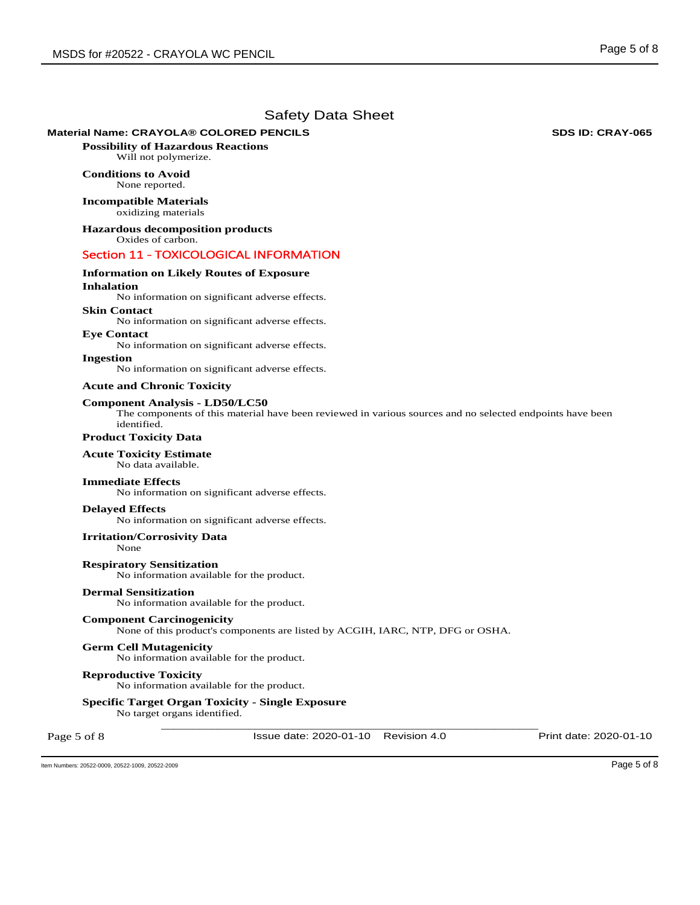# Safety Data Sheet

**Material Name: CRAYOLA® COLORED PENCILS** **SDS ID: CRAY-065**

**Possibility of Hazardous Reactions**

Will not polymerize.

**Conditions to Avoid**

None reported.

**Incompatible Materials**

oxidizing materials

**Hazardous decomposition products**

Oxides of carbon.

## Section 11 - TOXICOLOGICAL INFORMATION

**Information on Likely Routes of Exposure**

**Inhalation**

No information on significant adverse effects.

**Skin Contact**

No information on significant adverse effects.

**Eye Contact**

No information on significant adverse effects.

**Ingestion**

No information on significant adverse effects.

**Acute and Chronic Toxicity**

**Component Analysis - LD50/LC50**

The components of this material have been reviewed in various sources and no selected endpoints have been identified.

**Product Toxicity Data**

**Acute Toxicity Estimate**

No data available.

**Immediate Effects**

No information on significant adverse effects.

**Delayed Effects**

No information on significant adverse effects.

**Irritation/Corrosivity Data**

None

**Respiratory Sensitization**

No information available for the product.

**Dermal Sensitization**

No information available for the product.

**Component Carcinogenicity**

None of this product's components are listed by ACGIH, IARC, NTP, DFG or OSHA.

**Germ Cell Mutagenicity**

No information available for the product.

**Reproductive Toxicity**

No information available for the product.

**Specific Target Organ Toxicity - Single Exposure**

No target organs identified.

Issue date: 2020-01-10 Revision 4.0 Print date: 2020-01-10

Item Numbers: 20522-0009, 20522-1009, 20522-2009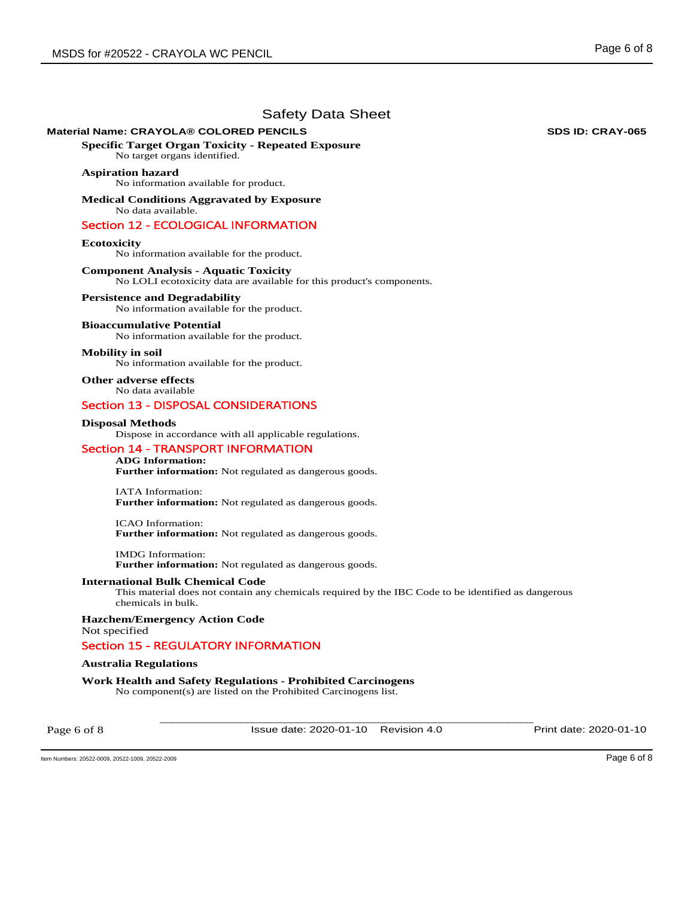# Safety Data Sheet

**Material Name: CRAYOLA® COLORED PENCILS** **SDS ID: CRAY-065**

**Specific Target Organ Toxicity - Repeated Exposure**
No target organs identified.

**Aspiration hazard**
No information available for product.

**Medical Conditions Aggravated by Exposure**
No data available.

## Section 12 - ECOLOGICAL INFORMATION

**Ecotoxicity**
No information available for the product.

**Component Analysis - Aquatic Toxicity**
No LOLI ecotoxicity data are available for this product's components.

**Persistence and Degradability**
No information available for the product.

**Bioaccumulative Potential**
No information available for the product.

**Mobility in soil**
No information available for the product.

**Other adverse effects**
No data available

## Section 13 - DISPOSAL CONSIDERATIONS

**Disposal Methods**
Dispose in accordance with all applicable regulations.

## Section 14 - TRANSPORT INFORMATION

**ADG Information:**
**Further information:** Not regulated as dangerous goods.

IATA Information:
**Further information:** Not regulated as dangerous goods.

ICAO Information:
**Further information:** Not regulated as dangerous goods.

IMDG Information:
**Further information:** Not regulated as dangerous goods.

**International Bulk Chemical Code**
This material does not contain any chemicals required by the IBC Code to be identified as dangerous chemicals in bulk.

**Hazchem/Emergency Action Code**
Not specified

## Section 15 - REGULATORY INFORMATION

**Australia Regulations**

**Work Health and Safety Regulations - Prohibited Carcinogens**
No component(s) are listed on the Prohibited Carcinogens list.

Issue date: 2020-01-10 Revision 4.0 Print date: 2020-01-10

Item Numbers: 20522-0009, 20522-1009, 20522-2009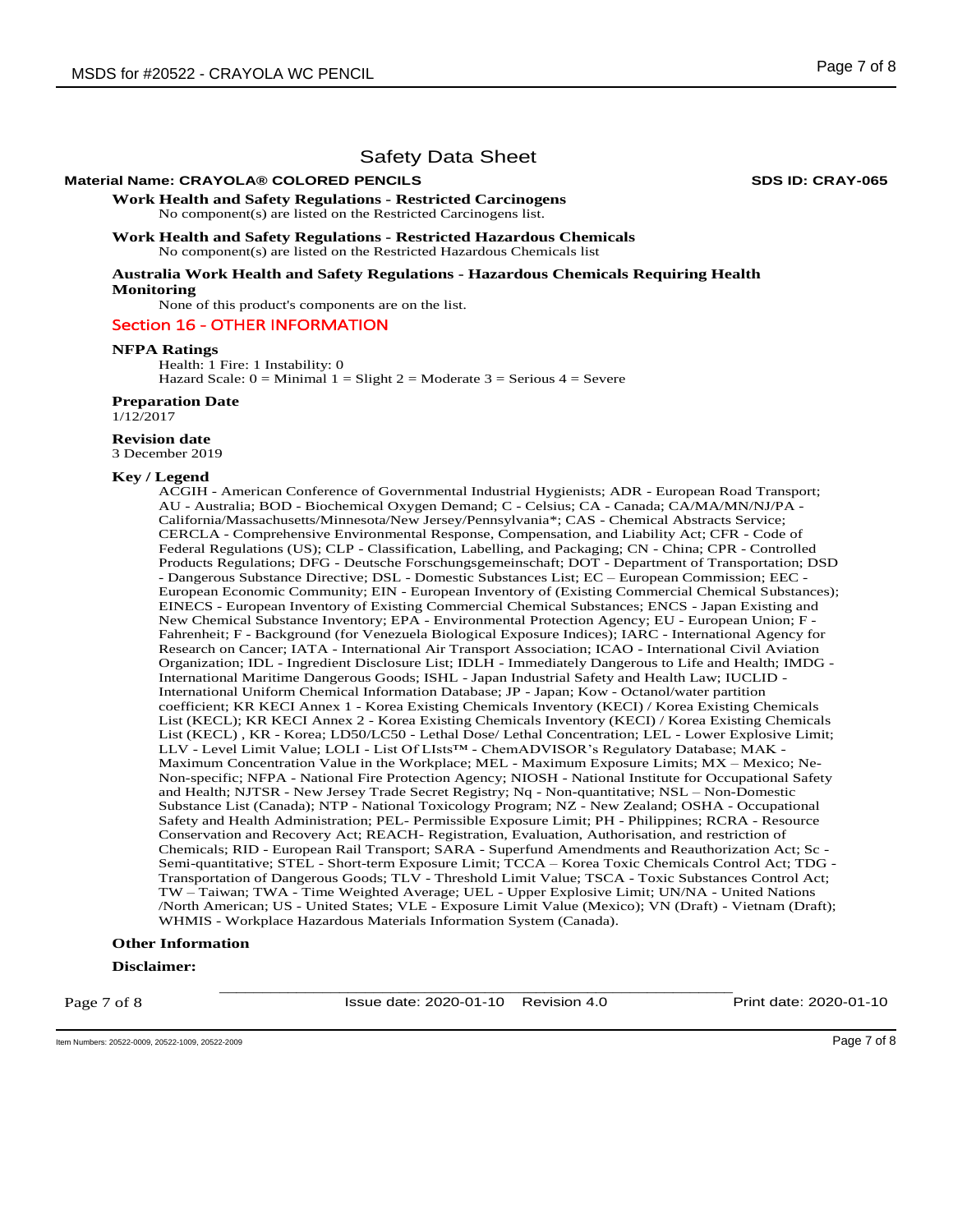# Safety Data Sheet

**Material Name: CRAYOLA® COLORED PENCILS** **SDS ID: CRAY-065**

**Work Health and Safety Regulations - Restricted Carcinogens**
No component(s) are listed on the Restricted Carcinogens list.

**Work Health and Safety Regulations - Restricted Hazardous Chemicals**
No component(s) are listed on the Restricted Hazardous Chemicals list

**Australia Work Health and Safety Regulations - Hazardous Chemicals Requiring Health Monitoring**
None of this product's components are on the list.

## Section 16 - OTHER INFORMATION

**NFPA Ratings**
Health: 1 Fire: 1 Instability: 0
Hazard Scale: 0 = Minimal 1 = Slight 2 = Moderate 3 = Serious 4 = Severe

**Preparation Date**
1/12/2017

**Revision date**
3 December 2019

**Key / Legend**
ACGIH - American Conference of Governmental Industrial Hygienists; ADR - European Road Transport; AU - Australia; BOD - Biochemical Oxygen Demand; C - Celsius; CA - Canada; CA/MA/MN/NJ/PA - California/Massachusetts/Minnesota/New Jersey/Pennsylvania*; CAS - Chemical Abstracts Service; CERCLA - Comprehensive Environmental Response, Compensation, and Liability Act; CFR - Code of Federal Regulations (US); CLP - Classification, Labelling, and Packaging; CN - China; CPR - Controlled Products Regulations; DFG - Deutsche Forschungsgemeinschaft; DOT - Department of Transportation; DSD - Dangerous Substance Directive; DSL - Domestic Substances List; EC – European Commission; EEC - European Economic Community; EIN - European Inventory of (Existing Commercial Chemical Substances); EINECS - European Inventory of Existing Commercial Chemical Substances; ENCS - Japan Existing and New Chemical Substance Inventory; EPA - Environmental Protection Agency; EU - European Union; F - Fahrenheit; F - Background (for Venezuela Biological Exposure Indices); IARC - International Agency for Research on Cancer; IATA - International Air Transport Association; ICAO - International Civil Aviation Organization; IDL - Ingredient Disclosure List; IDLH - Immediately Dangerous to Life and Health; IMDG - International Maritime Dangerous Goods; ISHL - Japan Industrial Safety and Health Law; IUCLID - International Uniform Chemical Information Database; JP - Japan; Kow - Octanol/water partition coefficient; KR KECI Annex 1 - Korea Existing Chemicals Inventory (KECI) / Korea Existing Chemicals List (KECL); KR KECI Annex 2 - Korea Existing Chemicals Inventory (KECI) / Korea Existing Chemicals List (KECL) , KR - Korea; LD50/LC50 - Lethal Dose/ Lethal Concentration; LEL - Lower Explosive Limit; LLV - Level Limit Value; LOLI - List Of LIsts™ - ChemADVISOR's Regulatory Database; MAK - Maximum Concentration Value in the Workplace; MEL - Maximum Exposure Limits; MX – Mexico; Ne- Non-specific; NFPA - National Fire Protection Agency; NIOSH - National Institute for Occupational Safety and Health; NJTSR - New Jersey Trade Secret Registry; Nq - Non-quantitative; NSL – Non-Domestic Substance List (Canada); NTP - National Toxicology Program; NZ - New Zealand; OSHA - Occupational Safety and Health Administration; PEL- Permissible Exposure Limit; PH - Philippines; RCRA - Resource Conservation and Recovery Act; REACH- Registration, Evaluation, Authorisation, and restriction of Chemicals; RID - European Rail Transport; SARA - Superfund Amendments and Reauthorization Act; Sc - Semi-quantitative; STEL - Short-term Exposure Limit; TCCA – Korea Toxic Chemicals Control Act; TDG - Transportation of Dangerous Goods; TLV - Threshold Limit Value; TSCA - Toxic Substances Control Act; TW – Taiwan; TWA - Time Weighted Average; UEL - Upper Explosive Limit; UN/NA - United Nations /North American; US - United States; VLE - Exposure Limit Value (Mexico); VN (Draft) - Vietnam (Draft); WHMIS - Workplace Hazardous Materials Information System (Canada).

**Other Information**

**Disclaimer:**

Issue date: 2020-01-10 Revision 4.0 Print date: 2020-01-10

Item Numbers: 20522-0009, 20522-1009, 20522-2009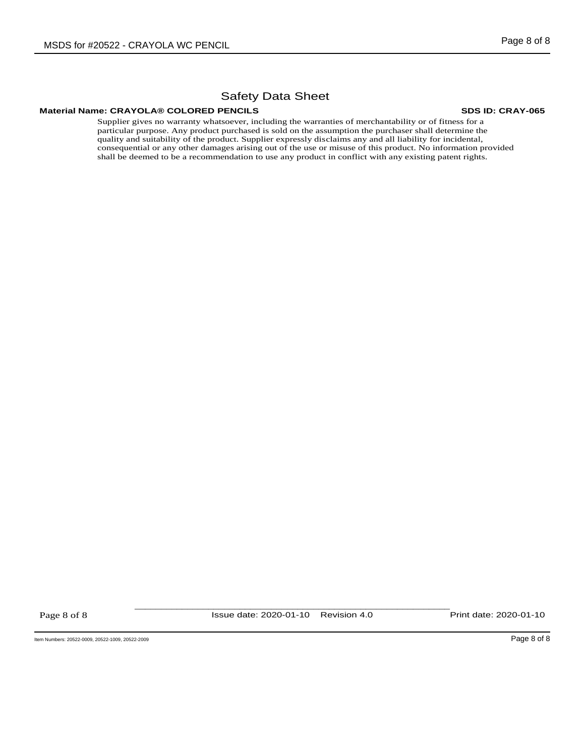# Safety Data Sheet

**Material Name: CRAYOLA® COLORED PENCILS** **SDS ID: CRAY-065**

Supplier gives no warranty whatsoever, including the warranties of merchantability or of fitness for a particular purpose. Any product purchased is sold on the assumption the purchaser shall determine the quality and suitability of the product. Supplier expressly disclaims any and all liability for incidental, consequential or any other damages arising out of the use or misuse of this product. No information provided shall be deemed to be a recommendation to use any product in conflict with any existing patent rights.

Issue date: 2020-01-10 Revision 4.0 Print date: 2020-01-10

Item Numbers: 20522-0009, 20522-1009, 20522-2009